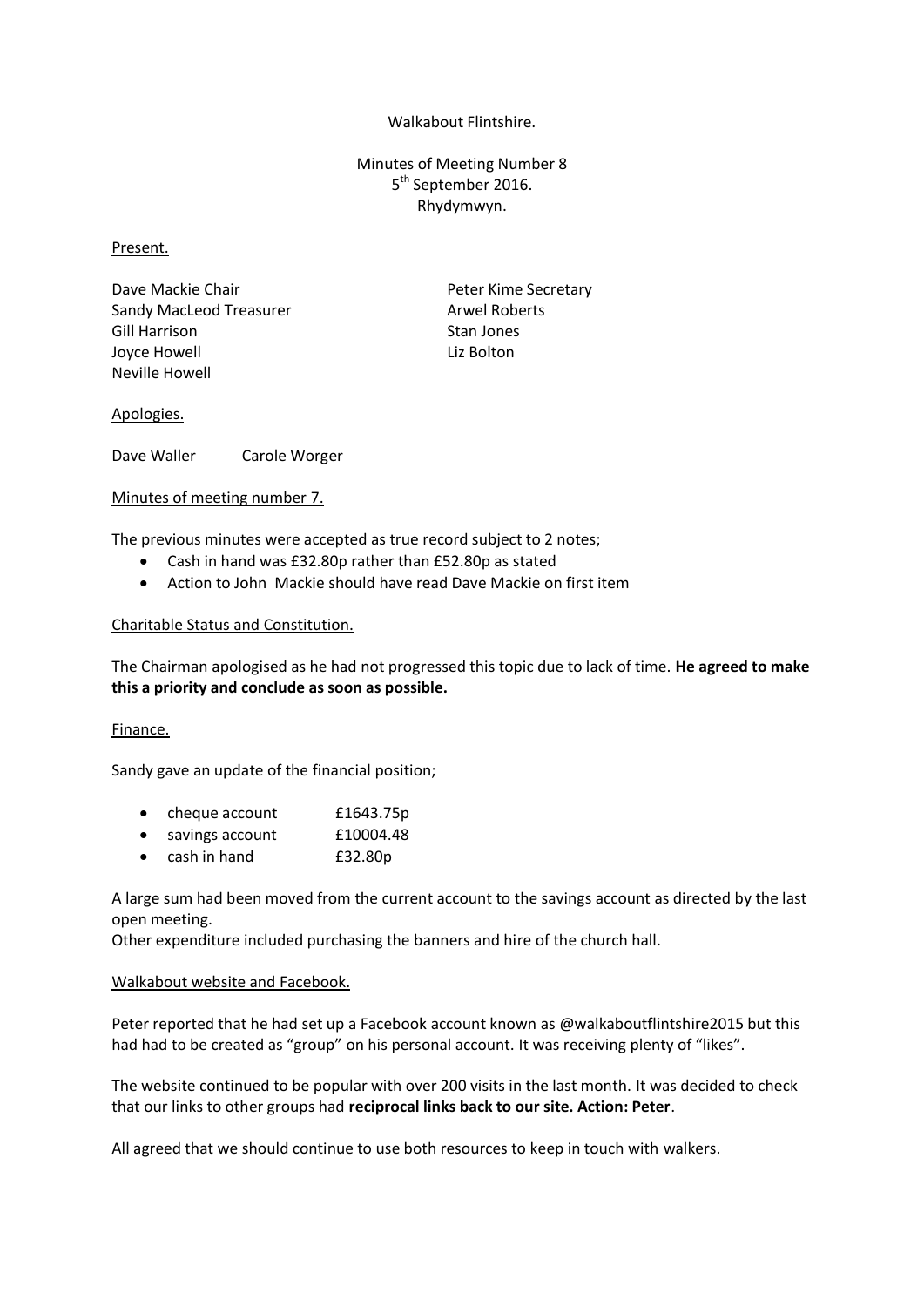Walkabout Flintshire.

Minutes of Meeting Number 8
5th September 2016.
Rhydymwyn.

Present.

Dave Mackie Chair
Sandy MacLeod Treasurer
Gill Harrison
Joyce Howell
Neville Howell
Peter Kime Secretary
Arwel Roberts
Stan Jones
Liz Bolton

Apologies.

Dave Waller Carole Worger

Minutes of meeting number 7.

The previous minutes were accepted as true record subject to 2 notes;

- Cash in hand was £32.80p rather than £52.80p as stated
- Action to John Mackie should have read Dave Mackie on first item

Charitable Status and Constitution.

The Chairman apologised as he had not progressed this topic due to lack of time. **He agreed to make this a priority and conclude as soon as possible.**

Finance.

Sandy gave an update of the financial position;

- cheque account £1643.75p
- savings account £10004.48
- cash in hand £32.80p

A large sum had been moved from the current account to the savings account as directed by the last open meeting.
Other expenditure included purchasing the banners and hire of the church hall.

Walkabout website and Facebook.

Peter reported that he had set up a Facebook account known as @walkaboutflintshire2015 but this had had to be created as "group" on his personal account. It was receiving plenty of "likes".

The website continued to be popular with over 200 visits in the last month. It was decided to check that our links to other groups had **reciprocal links back to our site. Action: Peter**.

All agreed that we should continue to use both resources to keep in touch with walkers.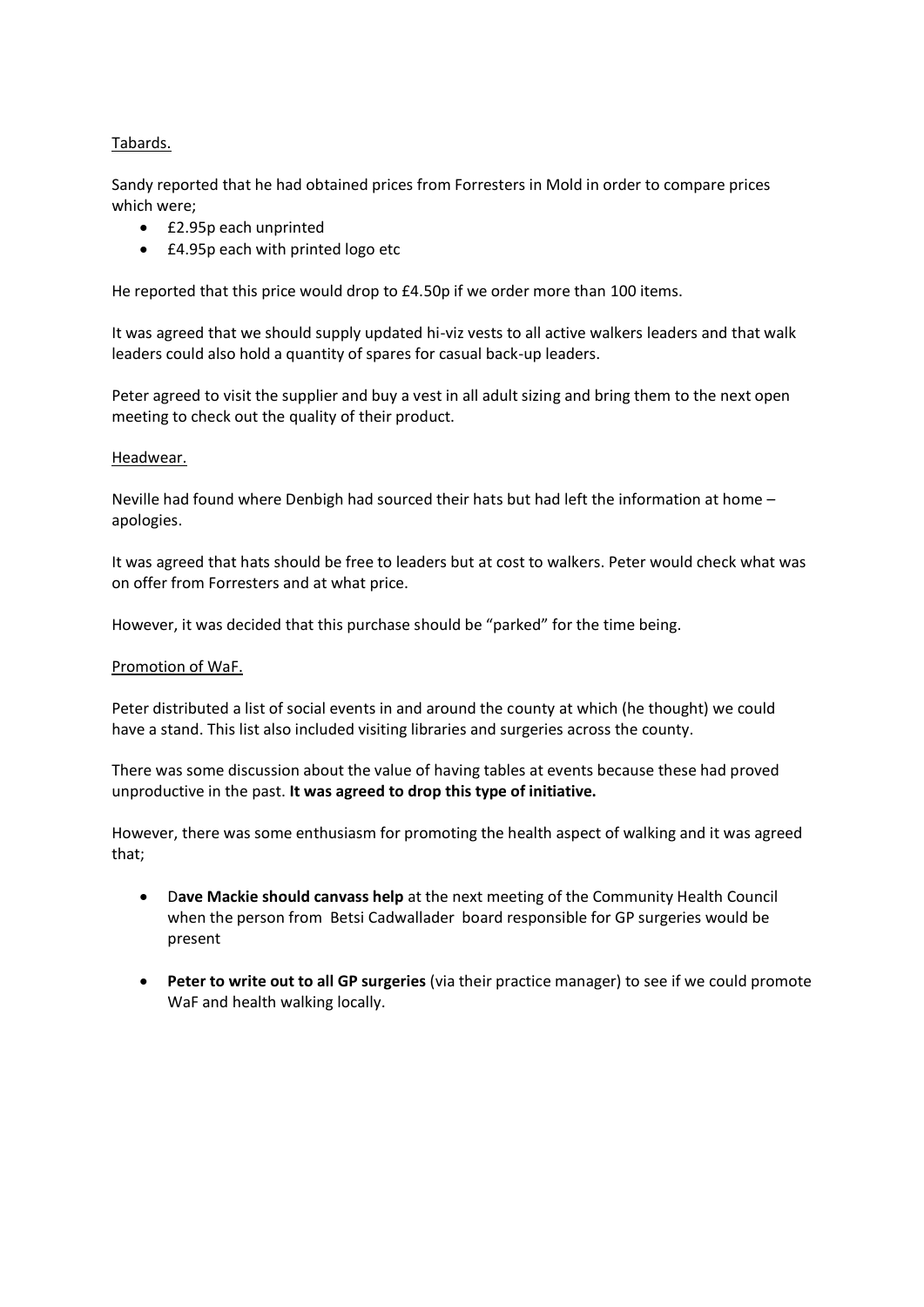Tabards.

Sandy reported that he had obtained prices from Forresters in Mold in order to compare prices which were;

- £2.95p each unprinted
- £4.95p each with printed logo etc

He reported that this price would drop to £4.50p if we order more than 100 items.

It was agreed that we should supply updated hi-viz vests to all active walkers leaders and that walk leaders could also hold a quantity of spares for casual back-up leaders.

Peter agreed to visit the supplier and buy a vest in all adult sizing and bring them to the next open meeting to check out the quality of their product.

Headwear.

Neville had found where Denbigh had sourced their hats but had left the information at home – apologies.

It was agreed that hats should be free to leaders but at cost to walkers. Peter would check what was on offer from Forresters and at what price.

However, it was decided that this purchase should be "parked" for the time being.

Promotion of WaF.

Peter distributed a list of social events in and around the county at which (he thought) we could have a stand. This list also included visiting libraries and surgeries across the county.

There was some discussion about the value of having tables at events because these had proved unproductive in the past. **It was agreed to drop this type of initiative.**

However, there was some enthusiasm for promoting the health aspect of walking and it was agreed that;

- D**ave Mackie should canvass help** at the next meeting of the Community Health Council when the person from Betsi Cadwallader board responsible for GP surgeries would be present
- **Peter to write out to all GP surgeries** (via their practice manager) to see if we could promote WaF and health walking locally.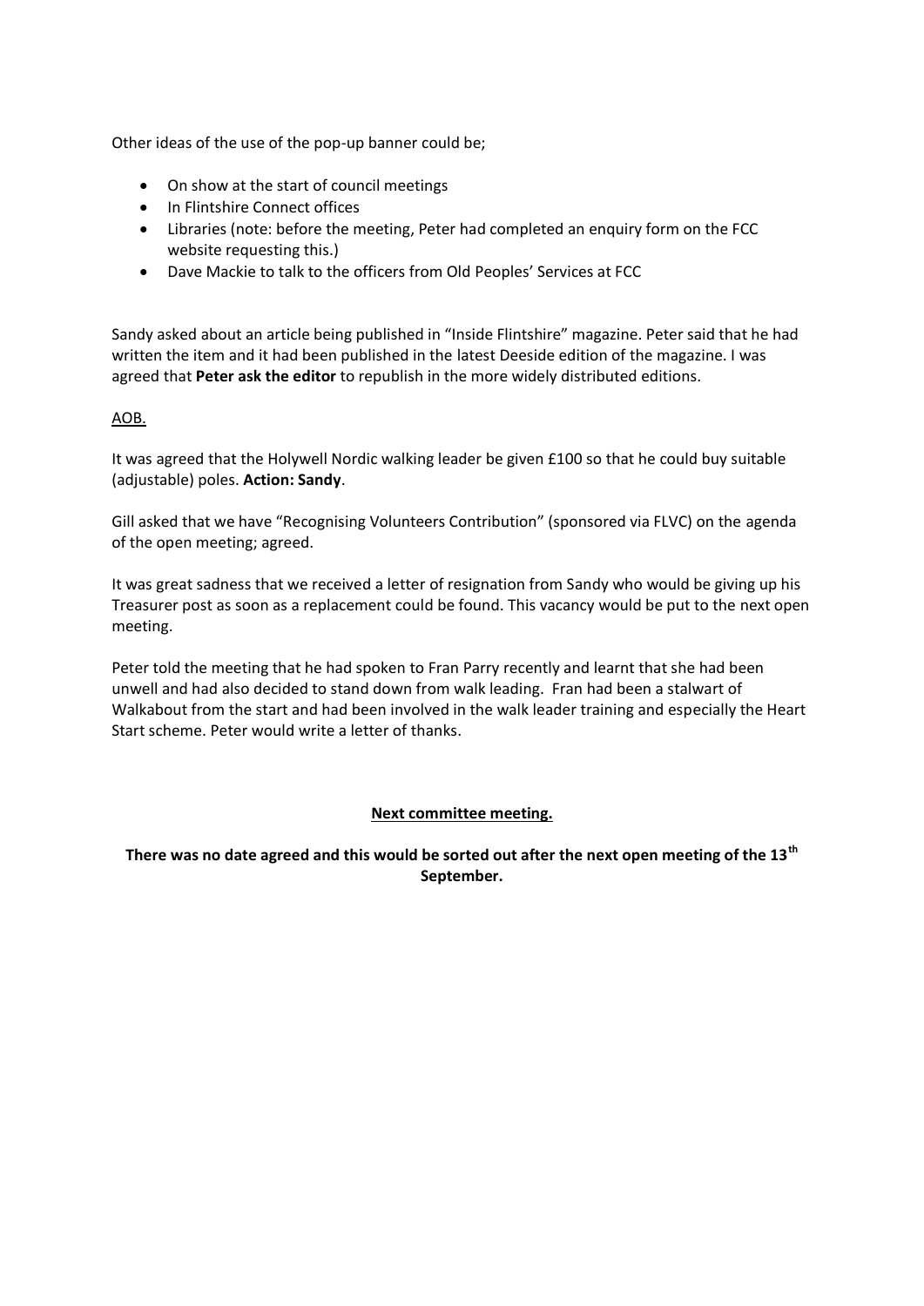Other ideas of the use of the pop-up banner could be;

- On show at the start of council meetings
- In Flintshire Connect offices
- Libraries (note: before the meeting, Peter had completed an enquiry form on the FCC website requesting this.)
- Dave Mackie to talk to the officers from Old Peoples' Services at FCC

Sandy asked about an article being published in "Inside Flintshire" magazine. Peter said that he had written the item and it had been published in the latest Deeside edition of the magazine. I was agreed that **Peter ask the editor** to republish in the more widely distributed editions.

AOB.

It was agreed that the Holywell Nordic walking leader be given £100 so that he could buy suitable (adjustable) poles. **Action: Sandy**.

Gill asked that we have "Recognising Volunteers Contribution" (sponsored via FLVC) on the agenda of the open meeting; agreed.

It was great sadness that we received a letter of resignation from Sandy who would be giving up his Treasurer post as soon as a replacement could be found. This vacancy would be put to the next open meeting.

Peter told the meeting that he had spoken to Fran Parry recently and learnt that she had been unwell and had also decided to stand down from walk leading. Fran had been a stalwart of Walkabout from the start and had been involved in the walk leader training and especially the Heart Start scheme. Peter would write a letter of thanks.

**Next committee meeting.**

**There was no date agreed and this would be sorted out after the next open meeting of the 13th September.**